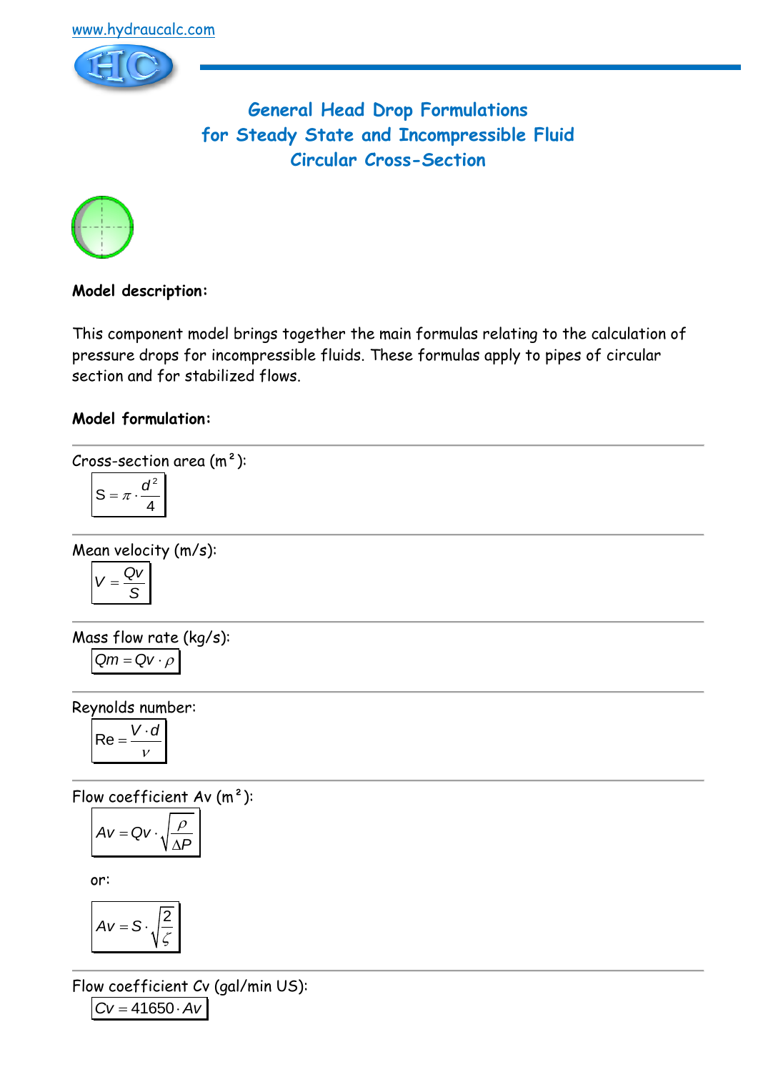www.hydraucalc.com

# General Head Drop Formulations for Steady State and Incompressible Fluid Circular Cross-Section

**Model description:**

This component model brings together the main formulas relating to the calculation of pressure drops for incompressible fluids. These formulas apply to pipes of circular section and for stabilized flows.

**Model formulation:**

---

Cross-section area ($m^2$):

$$S = \pi \cdot \frac{d^2}{4}$$

---

Mean velocity (m/s):

$$V = \frac{Qv}{S}$$

---

Mass flow rate (kg/s):

$$Qm = Qv \cdot \rho$$

---

Reynolds number:

$$\mathrm{Re} = \frac{V \cdot d}{\nu}$$

---

Flow coefficient Av ($m^2$):

$$Av = Qv \cdot \sqrt{\frac{\rho}{\Delta P}}$$

or:

$$Av = S \cdot \sqrt{\frac{2}{\zeta}}$$

---

Flow coefficient Cv (gal/min US):

$$Cv = 41650 \cdot Av$$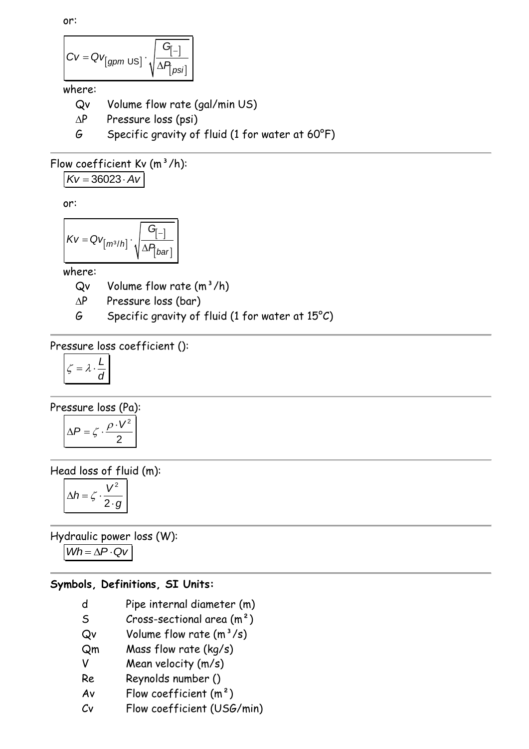or:

$$Cv = Qv_{[gpm\ US]} \cdot \sqrt{\frac{G_{[-]}}{\Delta P_{[psi]}}}$$

where:

- Qv Volume flow rate (gal/min US)
- ∆P Pressure loss (psi)
- *G* Specific gravity of fluid (1 for water at 60°F)

---

Flow coefficient Kv (m³/h):

$$Kv = 36023 \cdot Av$$

or:

$$Kv = Qv_{[m^3/h]} \cdot \sqrt{\frac{G_{[-]}}{\Delta P_{[bar]}}}$$

where:

- Qv Volume flow rate (m³/h)
- ∆P Pressure loss (bar)
- *G* Specific gravity of fluid (1 for water at 15°C)

---

Pressure loss coefficient ():

$$\zeta = \lambda \cdot \frac{L}{d}$$

---

Pressure loss (Pa):

$$\Delta P = \zeta \cdot \frac{\rho \cdot V^2}{2}$$

---

Head loss of fluid (m):

$$\Delta h = \zeta \cdot \frac{V^2}{2 \cdot g}$$

---

Hydraulic power loss (W):

$$Wh = \Delta P \cdot Qv$$

---

**Symbols, Definitions, SI Units:**

- d Pipe internal diameter (m)
- S Cross-sectional area (m²)
- Qv Volume flow rate (m³/s)
- Qm Mass flow rate (kg/s)
- V Mean velocity (m/s)
- Re Reynolds number ()
- Av Flow coefficient (m²)
- Cv Flow coefficient (USG/min)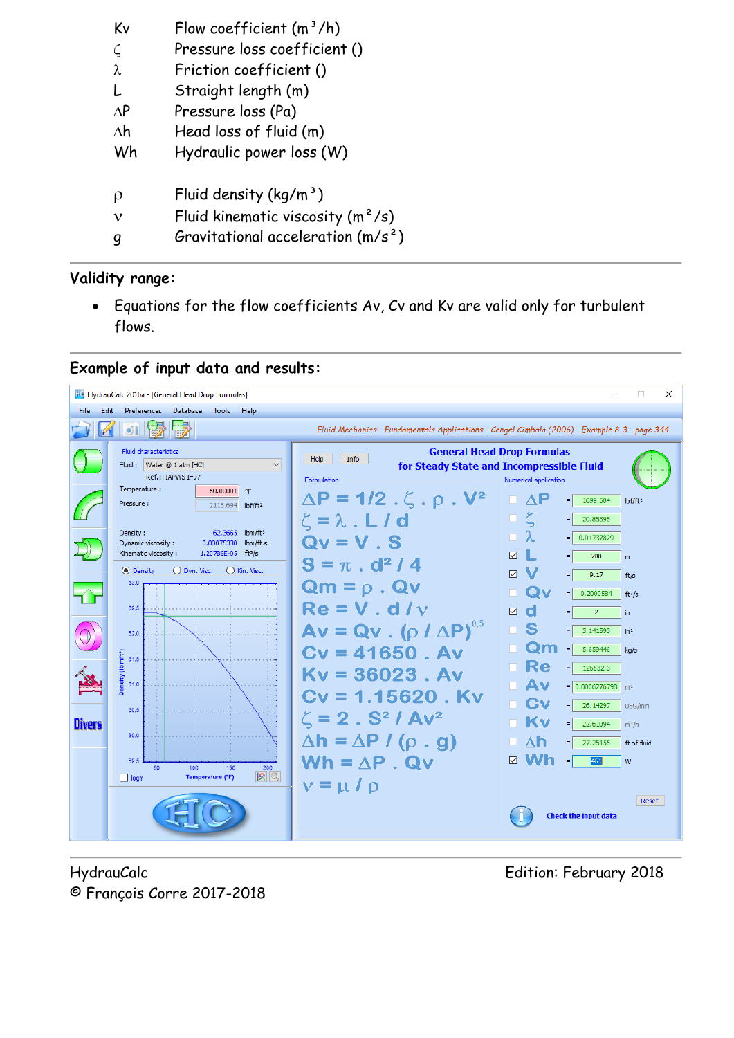| | | |
|---|---|---|
| Kv | Flow coefficient ($m^3/h$) |
| $\zeta$ | Pressure loss coefficient () |
| $\lambda$ | Friction coefficient () |
| L | Straight length (m) |
| $\Delta P$ | Pressure loss (Pa) |
| $\Delta h$ | Head loss of fluid (m) |
| Wh | Hydraulic power loss (W) |
| $\rho$ | Fluid density ($kg/m^3$) |
| $\nu$ | Fluid kinematic viscosity ($m^2/s$) |
| g | Gravitational acceleration ($m/s^2$) |

## Validity range:

- Equations for the flow coefficients Av, Cv and Kv are valid only for turbulent flows.

## Example of input data and results:

HydrauCalc 2016a - [General Head Drop Formulas]

File Edit Preferences Database Tools Help

*Fluid Mechanics - Fundamentals Applications - Cengel Cimbala (2006) - Example 8-3 - page 344*

Fluid characteristics

Fluid : Water @ 1 atm [HC]

Ref.: IAPWS IF97

Temperature : 60.00001 °F

Pressure : 2115.694 lbf/ft²

Density : 62.3665 lbm/ft³

Dynamic viscosity : 0.00075330 lbm/ft.s

Kinematic viscosity : 1.20786E-05 ft²/s

Density Dyn. Visc. Kin. Visc.

63.0
62.5
62.0
61.5
61.0
60.5
60.0
59.5
Density (lbm/ft³)
50 100 150 200
Temperature (°F)
logY

Help Info

**General Head Drop Formulas for Steady State and Incompressible Fluid**

Formulation

$\Delta P = 1/2 \cdot \zeta \cdot \rho \cdot V^2$

$\zeta = \lambda \cdot L / d$

$Qv = V \cdot S$

$S = \pi \cdot d^2 / 4$

$Qm = \rho \cdot Qv$

$Re = V \cdot d / \nu$

$Av = Qv \cdot (\rho / \Delta P)^{0.5}$

$Cv = 41650 \cdot Av$

$Kv = 36023 \cdot Av$

$Cv = 1.15620 \cdot Kv$

$\zeta = 2 \cdot S^2 / Av^2$

$\Delta h = \Delta P / (\rho \cdot g)$

$Wh = \Delta P \cdot Qv$

$\nu = \mu / \rho$

Numerical application

| | | | |
|---|---|---|---|
| $\Delta P$ | = | 1699.584 | lbf/ft² |
| $\zeta$ | = | 20.85395 | |
| $\lambda$ | = | 0.01737829 | |
| L (checked) | = | 200 | m |
| V (checked) | = | 9.17 | ft/s |
| Qv | = | 0.2000584 | ft³/s |
| d (checked) | = | 2 | in |
| S | = | 3.141593 | in² |
| Qm | = | 5.659446 | kg/s |
| Re | = | 126532.3 | |
| Av | = | 0.0006276798 | m² |
| Cv | = | 26.14297 | USG/min |
| Kv | = | 22.61094 | m³/h |
| $\Delta h$ | = | 27.25155 | ft of fluid |
| Wh (checked) | = | 461 | W |

Reset

Check the input data